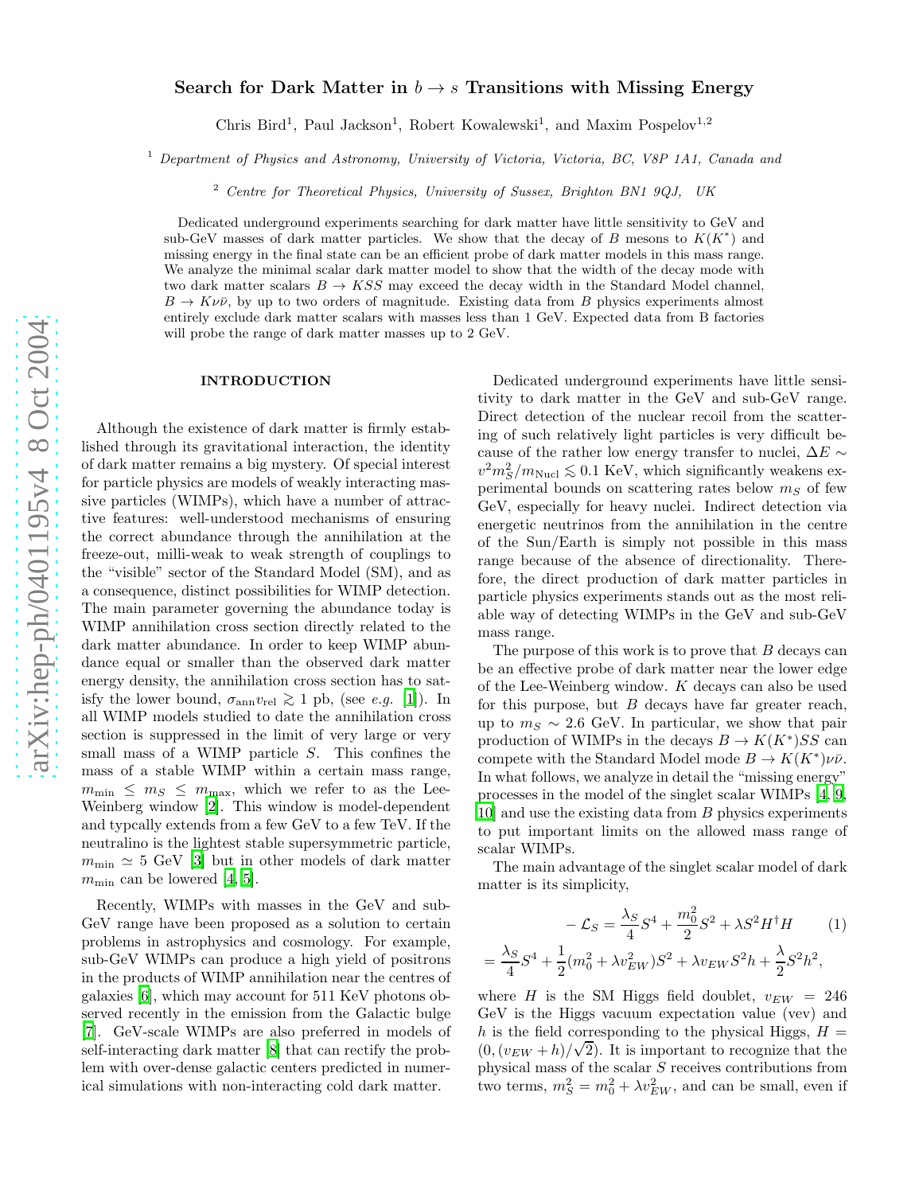# Search for Dark Matter in $b \to s$ Transitions with Missing Energy

Chris Bird[1], Paul Jackson[1], Robert Kowalewski[1], and Maxim Pospelov[1,2]

[1] *Department of Physics and Astronomy, University of Victoria, Victoria, BC, V8P 1A1, Canada and*

[2] *Centre for Theoretical Physics, University of Sussex, Brighton BN1 9QJ, UK*

Dedicated underground experiments searching for dark matter have little sensitivity to GeV and sub-GeV masses of dark matter particles. We show that the decay of $B$ mesons to $K(K^*)$ and missing energy in the final state can be an efficient probe of dark matter models in this mass range. We analyze the minimal scalar dark matter model to show that the width of the decay mode with two dark matter scalars $B \to KSS$ may exceed the decay width in the Standard Model channel, $B \to K\nu\bar{\nu}$, by up to two orders of magnitude. Existing data from $B$ physics experiments almost entirely exclude dark matter scalars with masses less than 1 GeV. Expected data from B factories will probe the range of dark matter masses up to 2 GeV.

## INTRODUCTION

Although the existence of dark matter is firmly established through its gravitational interaction, the identity of dark matter remains a big mystery. Of special interest for particle physics are models of weakly interacting massive particles (WIMPs), which have a number of attractive features: well-understood mechanisms of ensuring the correct abundance through the annihilation at the freeze-out, milli-weak to weak strength of couplings to the "visible" sector of the Standard Model (SM), and as a consequence, distinct possibilities for WIMP detection. The main parameter governing the abundance today is WIMP annihilation cross section directly related to the dark matter abundance. In order to keep WIMP abundance equal or smaller than the observed dark matter energy density, the annihilation cross section has to satisfy the lower bound, $\sigma_{\rm ann} v_{\rm rel} \gtrsim 1$ pb, (see *e.g.* [1]). In all WIMP models studied to date the annihilation cross section is suppressed in the limit of very large or very small mass of a WIMP particle $S$. This confines the mass of a stable WIMP within a certain mass range, $m_{\rm min} \leq m_S \leq m_{\rm max}$, which we refer to as the Lee-Weinberg window [2]. This window is model-dependent and typcally extends from a few GeV to a few TeV. If the neutralino is the lightest stable supersymmetric particle, $m_{\rm min} \simeq 5$ GeV [3] but in other models of dark matter $m_{\rm min}$ can be lowered [4, 5].

Recently, WIMPs with masses in the GeV and sub-GeV range have been proposed as a solution to certain problems in astrophysics and cosmology. For example, sub-GeV WIMPs can produce a high yield of positrons in the products of WIMP annihilation near the centres of galaxies [6], which may account for 511 KeV photons observed recently in the emission from the Galactic bulge [7]. GeV-scale WIMPs are also preferred in models of self-interacting dark matter [8] that can rectify the problem with over-dense galactic centers predicted in numerical simulations with non-interacting cold dark matter.

Dedicated underground experiments have little sensitivity to dark matter in the GeV and sub-GeV range. Direct detection of the nuclear recoil from the scattering of such relatively light particles is very difficult because of the rather low energy transfer to nuclei, $\Delta E \sim v^2 m_S^2/m_{\rm Nucl} \lesssim 0.1$ KeV, which significantly weakens experimental bounds on scattering rates below $m_S$ of few GeV, especially for heavy nuclei. Indirect detection via energetic neutrinos from the annihilation in the centre of the Sun/Earth is simply not possible in this mass range because of the absence of directionality. Therefore, the direct production of dark matter particles in particle physics experiments stands out as the most reliable way of detecting WIMPs in the GeV and sub-GeV mass range.

The purpose of this work is to prove that $B$ decays can be an effective probe of dark matter near the lower edge of the Lee-Weinberg window. $K$ decays can also be used for this purpose, but $B$ decays have far greater reach, up to $m_S \sim 2.6$ GeV. In particular, we show that pair production of WIMPs in the decays $B \to K(K^*)SS$ can compete with the Standard Model mode $B \to K(K^*)\nu\bar{\nu}$. In what follows, we analyze in detail the "missing energy" processes in the model of the singlet scalar WIMPs [4, 9, 10] and use the existing data from $B$ physics experiments to put important limits on the allowed mass range of scalar WIMPs.

The main advantage of the singlet scalar model of dark matter is its simplicity,

$$
-\mathcal{L}_S = \frac{\lambda_S}{4}S^4 + \frac{m_0^2}{2}S^2 + \lambda S^2 H^\dagger H \qquad (1)
$$

$$
= \frac{\lambda_S}{4}S^4 + \frac{1}{2}(m_0^2 + \lambda v_{EW}^2)S^2 + \lambda v_{EW} S^2 h + \frac{\lambda}{2}S^2 h^2,
$$

where $H$ is the SM Higgs field doublet, $v_{EW} = 246$ GeV is the Higgs vacuum expectation value (vev) and $h$ is the field corresponding to the physical Higgs, $H = (0, (v_{EW} + h)/\sqrt{2})$. It is important to recognize that the physical mass of the scalar $S$ receives contributions from two terms, $m_S^2 = m_0^2 + \lambda v_{EW}^2$, and can be small, even if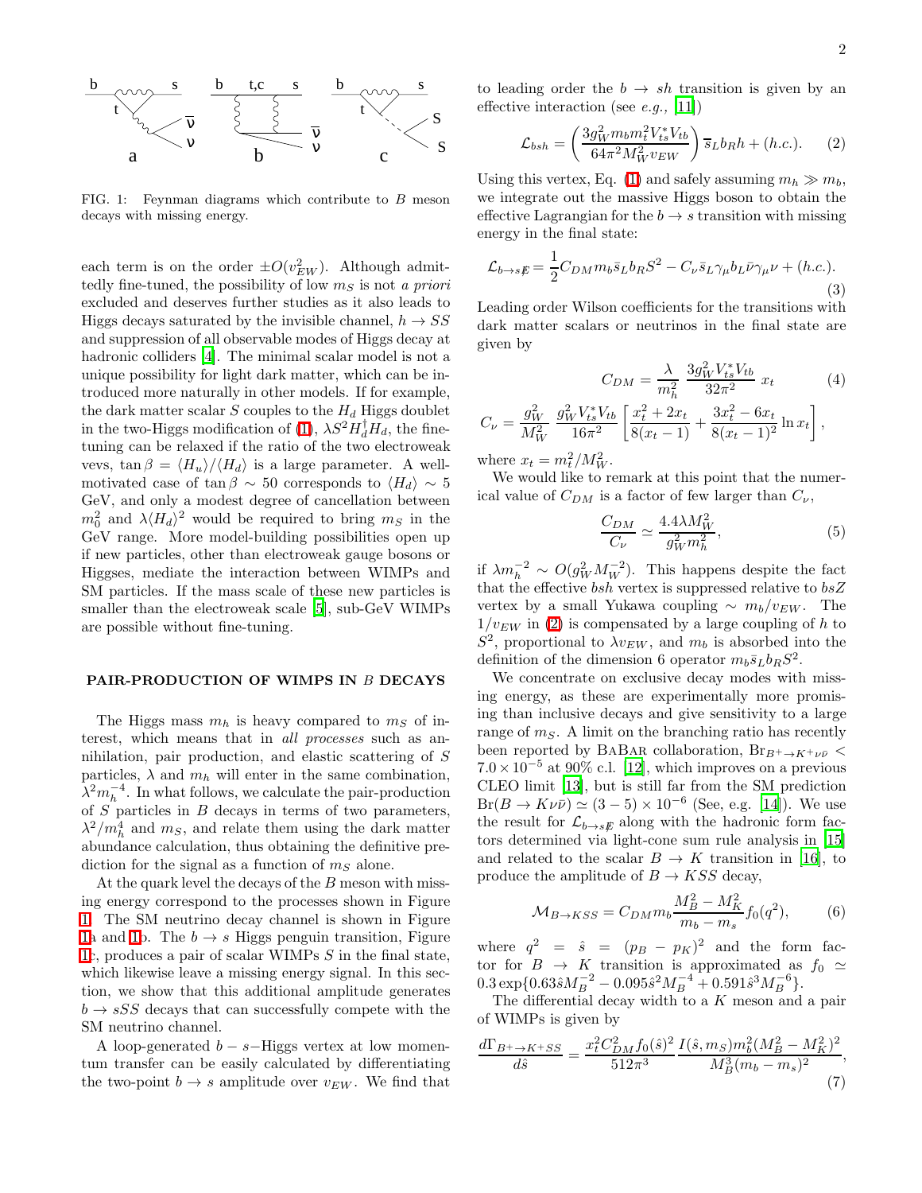FIG. 1: Feynman diagrams which contribute to $B$ meson decays with missing energy.

each term is on the order $\pm O(v_{EW}^2)$. Although admittedly fine-tuned, the possibility of low $m_S$ is not *a priori* excluded and deserves further studies as it also leads to Higgs decays saturated by the invisible channel, $h \to SS$ and suppression of all observable modes of Higgs decay at hadronic colliders [4]. The minimal scalar model is not a unique possibility for light dark matter, which can be introduced more naturally in other models. If for example, the dark matter scalar $S$ couples to the $H_d$ Higgs doublet in the two-Higgs modification of (1), $\lambda S^2 H_d^\dagger H_d$, the fine-tuning can be relaxed if the ratio of the two electroweak vevs, $\tan\beta = \langle H_u \rangle / \langle H_d \rangle$ is a large parameter. A well-motivated case of $\tan\beta \sim 50$ corresponds to $\langle H_d \rangle \sim 5$ GeV, and only a modest degree of cancellation between $m_0^2$ and $\lambda \langle H_d \rangle^2$ would be required to bring $m_S$ in the GeV range. More model-building possibilities open up if new particles, other than electroweak gauge bosons or Higgses, mediate the interaction between WIMPs and SM particles. If the mass scale of these new particles is smaller than the electroweak scale [5], sub-GeV WIMPs are possible without fine-tuning.

## PAIR-PRODUCTION OF WIMPS IN $B$ DECAYS

The Higgs mass $m_h$ is heavy compared to $m_S$ of interest, which means that in *all processes* such as annihilation, pair production, and elastic scattering of $S$ particles, $\lambda$ and $m_h$ will enter in the same combination, $\lambda^2 m_h^{-4}$. In what follows, we calculate the pair-production of $S$ particles in $B$ decays in terms of two parameters, $\lambda^2/m_h^4$ and $m_S$, and relate them using the dark matter abundance calculation, thus obtaining the definitive prediction for the signal as a function of $m_S$ alone.

At the quark level the decays of the $B$ meson with missing energy correspond to the processes shown in Figure 1. The SM neutrino decay channel is shown in Figure 1a and 1b. The $b \to s$ Higgs penguin transition, Figure 1c, produces a pair of scalar WIMPs $S$ in the final state, which likewise leave a missing energy signal. In this section, we show that this additional amplitude generates $b \to sSS$ decays that can successfully compete with the SM neutrino channel.

A loop-generated $b-s-$Higgs vertex at low momentum transfer can be easily calculated by differentiating the two-point $b \to s$ amplitude over $v_{EW}$. We find that to leading order the $b \to sh$ transition is given by an effective interaction (see *e.g.,* [11])

$$\mathcal{L}_{bsh} = \left( \frac{3g_W^2 m_b m_t^2 V_{ts}^* V_{tb}}{64\pi^2 M_W^2 v_{EW}} \right) \bar{s}_L b_R h + (h.c.). \tag{2}$$

Using this vertex, Eq. (1) and safely assuming $m_h \gg m_b$, we integrate out the massive Higgs boson to obtain the effective Lagrangian for the $b \to s$ transition with missing energy in the final state:

$$\mathcal{L}_{b \to s \not{E}} = \frac{1}{2} C_{DM} m_b \bar{s}_L b_R S^2 - C_\nu \bar{s}_L \gamma_\mu b_L \bar{\nu} \gamma_\mu \nu + (h.c.). \tag{3}$$

Leading order Wilson coefficients for the transitions with dark matter scalars or neutrinos in the final state are given by

$$C_{DM} = \frac{\lambda}{m_h^2} \frac{3 g_W^2 V_{ts}^* V_{tb}}{32\pi^2} x_t \tag{4}$$

$$C_\nu = \frac{g_W^2}{M_W^2} \frac{g_W^2 V_{ts}^* V_{tb}}{16\pi^2} \left[ \frac{x_t^2 + 2x_t}{8(x_t - 1)} + \frac{3x_t^2 - 6x_t}{8(x_t - 1)^2} \ln x_t \right],$$

where $x_t = m_t^2/M_W^2$.

We would like to remark at this point that the numerical value of $C_{DM}$ is a factor of few larger than $C_\nu$,

$$\frac{C_{DM}}{C_\nu} \simeq \frac{4.4 \lambda M_W^2}{g_W^2 m_h^2}, \tag{5}$$

if $\lambda m_h^{-2} \sim O(g_W^2 M_W^{-2})$. This happens despite the fact that the effective $bsh$ vertex is suppressed relative to $bsZ$ vertex by a small Yukawa coupling $\sim m_b/v_{EW}$. The $1/v_{EW}$ in (2) is compensated by a large coupling of $h$ to $S^2$, proportional to $\lambda v_{EW}$, and $m_b$ is absorbed into the definition of the dimension 6 operator $m_b \bar{s}_L b_R S^2$.

We concentrate on exclusive decay modes with missing energy, as these are experimentally more promising than inclusive decays and give sensitivity to a large range of $m_S$. A limit on the branching ratio has recently been reported by BaBar collaboration, $\mathrm{Br}_{B^+ \to K^+ \nu\bar{\nu}} < 7.0 \times 10^{-5}$ at 90% c.l. [12], which improves on a previous CLEO limit [13], but is still far from the SM prediction $\mathrm{Br}(B \to K \nu\bar{\nu}) \simeq (3-5) \times 10^{-6}$ (See, e.g. [14]). We use the result for $\mathcal{L}_{b \to s \not{E}}$ along with the hadronic form factors determined via light-cone sum rule analysis in [15] and related to the scalar $B \to K$ transition in [16], to produce the amplitude of $B \to KSS$ decay,

$$\mathcal{M}_{B \to KSS} = C_{DM} m_b \frac{M_B^2 - M_K^2}{m_b - m_s} f_0(q^2), \tag{6}$$

where $q^2 = \hat{s} = (p_B - p_K)^2$ and the form factor for $B \to K$ transition is approximated as $f_0 \simeq 0.3 \exp\{0.63 \hat{s} M_B^{-2} - 0.095 \hat{s}^2 M_B^{-4} + 0.591 \hat{s}^3 M_B^{-6}\}$.

The differential decay width to a $K$ meson and a pair of WIMPs is given by

$$\frac{d\Gamma_{B^+ \to K^+ SS}}{d\hat{s}} = \frac{x_t^2 C_{DM}^2 f_0(\hat{s})^2}{512\pi^3} \frac{I(\hat{s}, m_S) m_b^2 (M_B^2 - M_K^2)^2}{M_B^3 (m_b - m_s)^2}, \tag{7}$$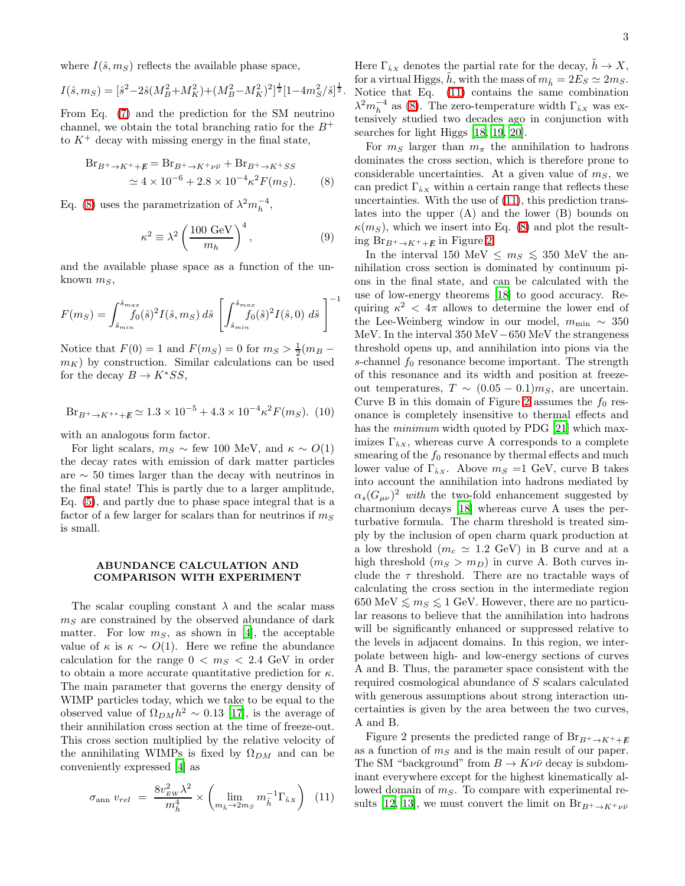where $I(\hat{s}, m_S)$ reflects the available phase space,

$$I(\hat{s}, m_S) = [\hat{s}^2 - 2\hat{s}(M_B^2 + M_K^2) + (M_B^2 - M_K^2)^2]^{\frac{1}{2}}[1 - 4m_S^2/\hat{s}]^{\frac{1}{2}}.$$

From Eq. (7) and the prediction for the SM neutrino channel, we obtain the total branching ratio for the $B^+$ to $K^+$ decay with missing energy in the final state,

$$\begin{aligned} \text{Br}_{B^+ \to K^+ + \not{E}} &= \text{Br}_{B^+ \to K^+ \nu\bar{\nu}} + \text{Br}_{B^+ \to K^+ SS} \\ &\simeq 4 \times 10^{-6} + 2.8 \times 10^{-4} \kappa^2 F(m_S). \end{aligned} \quad (8)$$

Eq. (8) uses the parametrization of $\lambda^2 m_h^{-4}$,

$$\kappa^2 \equiv \lambda^2 \left( \frac{100 \text{ GeV}}{m_h} \right)^4, \quad (9)$$

and the available phase space as a function of the unknown $m_S$,

$$F(m_S) = \int_{\hat{s}_{min}}^{\hat{s}_{max}} f_0(\hat{s})^2 I(\hat{s}, m_S)\, d\hat{s} \left[ \int_{\hat{s}_{min}}^{\hat{s}_{max}} f_0(\hat{s})^2 I(\hat{s}, 0)\, d\hat{s} \right]^{-1}$$

Notice that $F(0) = 1$ and $F(m_S) = 0$ for $m_S > \frac{1}{2}(m_B - m_K)$ by construction. Similar calculations can be used for the decay $B \to K^* SS$,

$$\text{Br}_{B^+ \to K^{+*} + \not{E}} \simeq 1.3 \times 10^{-5} + 4.3 \times 10^{-4} \kappa^2 F(m_S). \quad (10)$$

with an analogous form factor.

For light scalars, $m_S \sim$ few 100 MeV, and $\kappa \sim O(1)$ the decay rates with emission of dark matter particles are $\sim 50$ times larger than the decay with neutrinos in the final state! This is partly due to a larger amplitude, Eq. (5), and partly due to phase space integral that is a factor of a few larger for scalars than for neutrinos if $m_S$ is small.

## ABUNDANCE CALCULATION AND COMPARISON WITH EXPERIMENT

The scalar coupling constant $\lambda$ and the scalar mass $m_S$ are constrained by the observed abundance of dark matter. For low $m_S$, as shown in [4], the acceptable value of $\kappa$ is $\kappa \sim O(1)$. Here we refine the abundance calculation for the range $0 < m_S < 2.4$ GeV in order to obtain a more accurate quantitative prediction for $\kappa$. The main parameter that governs the energy density of WIMP particles today, which we take to be equal to the observed value of $\Omega_{DM} h^2 \sim 0.13$ [17], is the average of their annihilation cross section at the time of freeze-out. This cross section multiplied by the relative velocity of the annihilating WIMPs is fixed by $\Omega_{DM}$ and can be conveniently expressed [4] as

$$\sigma_{\rm ann}\, v_{rel} \;=\; \frac{8 v_{EW}^2 \lambda^2}{m_h^4} \times \left( \lim_{m_{\tilde{h}} \to 2m_S} m_{\tilde{h}}^{-1} \Gamma_{\tilde{h}X} \right) \quad (11)$$

Here $\Gamma_{\tilde{h}X}$ denotes the partial rate for the decay, $\tilde{h} \to X$, for a virtual Higgs, $\tilde{h}$, with the mass of $m_{\tilde{h}} = 2E_S \simeq 2m_S$. Notice that Eq. (11) contains the same combination $\lambda^2 m_h^{-4}$ as (8). The zero-temperature width $\Gamma_{\tilde{h}X}$ was extensively studied two decades ago in conjunction with searches for light Higgs [18, 19, 20].

For $m_S$ larger than $m_\pi$ the annihilation to hadrons dominates the cross section, which is therefore prone to considerable uncertainties. At a given value of $m_S$, we can predict $\Gamma_{\tilde{h}X}$ within a certain range that reflects these uncertainties. With the use of (11), this prediction translates into the upper (A) and the lower (B) bounds on $\kappa(m_S)$, which we insert into Eq. (8) and plot the resulting $\text{Br}_{B^+ \to K^+ + \not{E}}$ in Figure 2.

In the interval 150 MeV $\le m_S \lesssim$ 350 MeV the annihilation cross section is dominated by continuum pions in the final state, and can be calculated with the use of low-energy theorems [18] to good accuracy. Requiring $\kappa^2 < 4\pi$ allows to determine the lower end of the Lee-Weinberg window in our model, $m_{\rm min} \sim 350$ MeV. In the interval 350 MeV $-$ 650 MeV the strangeness threshold opens up, and annihilation into pions via the $s$-channel $f_0$ resonance become important. The strength of this resonance and its width and position at freeze-out temperatures, $T \sim (0.05 - 0.1) m_S$, are uncertain. Curve B in this domain of Figure 2 assumes the $f_0$ resonance is completely insensitive to thermal effects and has the *minimum* width quoted by PDG [21] which maximizes $\Gamma_{\tilde{h}X}$, whereas curve A corresponds to a complete smearing of the $f_0$ resonance by thermal effects and much lower value of $\Gamma_{\tilde{h}X}$. Above $m_S$ =1 GeV, curve B takes into account the annihilation into hadrons mediated by $\alpha_s(G_{\mu\nu})^2$ *with* the two-fold enhancement suggested by charmonium decays [18] whereas curve A uses the perturbative formula. The charm threshold is treated simply by the inclusion of open charm quark production at a low threshold ($m_c \simeq 1.2$ GeV) in B curve and at a high threshold ($m_S > m_D$) in curve A. Both curves include the $\tau$ threshold. There are no tractable ways of calculating the cross section in the intermediate region 650 MeV $\lesssim m_S \lesssim$ 1 GeV. However, there are no particular reasons to believe that the annihilation into hadrons will be significantly enhanced or suppressed relative to the levels in adjacent domains. In this region, we interpolate between high- and low-energy sections of curves A and B. Thus, the parameter space consistent with the required cosmological abundance of $S$ scalars calculated with generous assumptions about strong interaction uncertainties is given by the area between the two curves, A and B.

Figure 2 presents the predicted range of $\text{Br}_{B^+ \to K^+ + \not{E}}$ as a function of $m_S$ and is the main result of our paper. The SM "background" from $B \to K\nu\bar{\nu}$ decay is subdominant everywhere except for the highest kinematically allowed domain of $m_S$. To compare with experimental results [12, 13], we must convert the limit on $\text{Br}_{B^+ \to K^+ \nu\bar{\nu}}$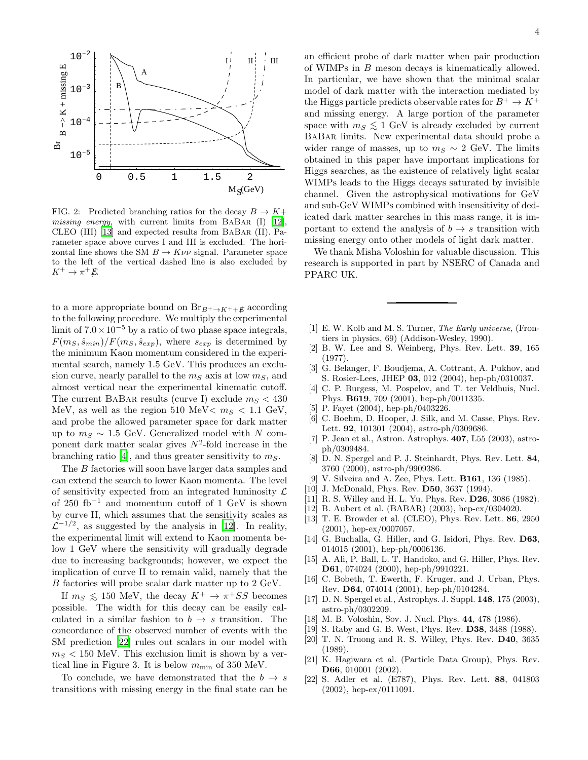$10^{-2}$

$10^{-3}$

$10^{-4}$

$10^{-5}$

Br B -> K + missing E

0 0.5 1 1.5 2

$M_S$(GeV)

I II III

A

B

FIG. 2: Predicted branching ratios for the decay $B \to K+$ *missing energy*, with current limits from BaBar (I) [12], CLEO (III) [13] and expected results from BaBar (II). Parameter space above curves I and III is excluded. The horizontal line shows the SM $B \to K\nu\bar{\nu}$ signal. Parameter space to the left of the vertical dashed line is also excluded by $K^+ \to \pi^+ \not{E}$.

to a more appropriate bound on $\text{Br}_{B^+ \to K^+ + \not{E}}$ according to the following procedure. We multiply the experimental limit of $7.0 \times 10^{-5}$ by a ratio of two phase space integrals, $F(m_S, \hat{s}_{min})/F(m_S, \hat{s}_{exp})$, where $s_{exp}$ is determined by the minimum Kaon momentum considered in the experimental search, namely 1.5 GeV. This produces an exclusion curve, nearly parallel to the $m_S$ axis at low $m_S$, and almost vertical near the experimental kinematic cutoff. The current BaBar results (curve I) exclude $m_S < 430$ MeV, as well as the region 510 MeV$< m_S <$ 1.1 GeV, and probe the allowed parameter space for dark matter up to $m_S \sim 1.5$ GeV. Generalized model with $N$ component dark matter scalar gives $N^2$-fold increase in the branching ratio [4], and thus greater sensitivity to $m_S$.

The $B$ factories will soon have larger data samples and can extend the search to lower Kaon momenta. The level of sensitivity expected from an integrated luminosity $\mathcal{L}$ of 250 fb$^{-1}$ and momentum cutoff of 1 GeV is shown by curve II, which assumes that the sensitivity scales as $\mathcal{L}^{-1/2}$, as suggested by the analysis in [12]. In reality, the experimental limit will extend to Kaon momenta below 1 GeV where the sensitivity will gradually degrade due to increasing backgrounds; however, we expect the implication of curve II to remain valid, namely that the $B$ factories will probe scalar dark matter up to 2 GeV.

If $m_S \lesssim 150$ MeV, the decay $K^+ \to \pi^+ SS$ becomes possible. The width for this decay can be easily calculated in a similar fashion to $b \to s$ transition. The concordance of the observed number of events with the SM prediction [22] rules out scalars in our model with $m_S < 150$ MeV. This exclusion limit is shown by a vertical line in Figure 3. It is below $m_{\min}$ of 350 MeV.

To conclude, we have demonstrated that the $b \to s$ transitions with missing energy in the final state can be an efficient probe of dark matter when pair production of WIMPs in $B$ meson decays is kinematically allowed. In particular, we have shown that the minimal scalar model of dark matter with the interaction mediated by the Higgs particle predicts observable rates for $B^+ \to K^+$ and missing energy. A large portion of the parameter space with $m_S \lesssim 1$ GeV is already excluded by current BaBar limits. New experimental data should probe a wider range of masses, up to $m_S \sim 2$ GeV. The limits obtained in this paper have important implications for Higgs searches, as the existence of relatively light scalar WIMPs leads to the Higgs decays saturated by invisible channel. Given the astrophysical motivations for GeV and sub-GeV WIMPs combined with insensitivity of dedicated dark matter searches in this mass range, it is important to extend the analysis of $b \to s$ transition with missing energy onto other models of light dark matter.

We thank Misha Voloshin for valuable discussion. This research is supported in part by NSERC of Canada and PPARC UK.

---

[1] E. W. Kolb and M. S. Turner, *The Early universe*, (Frontiers in physics, 69) (Addison-Wesley, 1990).

[2] B. W. Lee and S. Weinberg, Phys. Rev. Lett. **39**, 165 (1977).

[3] G. Belanger, F. Boudjema, A. Cottrant, A. Pukhov, and S. Rosier-Lees, JHEP **03**, 012 (2004), hep-ph/0310037.

[4] C. P. Burgess, M. Pospelov, and T. ter Veldhuis, Nucl. Phys. **B619**, 709 (2001), hep-ph/0011335.

[5] P. Fayet (2004), hep-ph/0403226.

[6] C. Boehm, D. Hooper, J. Silk, and M. Casse, Phys. Rev. Lett. **92**, 101301 (2004), astro-ph/0309686.

[7] P. Jean et al., Astron. Astrophys. **407**, L55 (2003), astro-ph/0309484.

[8] D. N. Spergel and P. J. Steinhardt, Phys. Rev. Lett. **84**, 3760 (2000), astro-ph/9909386.

[9] V. Silveira and A. Zee, Phys. Lett. **B161**, 136 (1985).

[10] J. McDonald, Phys. Rev. **D50**, 3637 (1994).

[11] R. S. Willey and H. L. Yu, Phys. Rev. **D26**, 3086 (1982).

[12] B. Aubert et al. (BABAR) (2003), hep-ex/0304020.

[13] T. E. Browder et al. (CLEO), Phys. Rev. Lett. **86**, 2950 (2001), hep-ex/0007057.

[14] G. Buchalla, G. Hiller, and G. Isidori, Phys. Rev. **D63**, 014015 (2001), hep-ph/0006136.

[15] A. Ali, P. Ball, L. T. Handoko, and G. Hiller, Phys. Rev. **D61**, 074024 (2000), hep-ph/9910221.

[16] C. Bobeth, T. Ewerth, F. Kruger, and J. Urban, Phys. Rev. **D64**, 074014 (2001), hep-ph/0104284.

[17] D. N. Spergel et al., Astrophys. J. Suppl. **148**, 175 (2003), astro-ph/0302209.

[18] M. B. Voloshin, Sov. J. Nucl. Phys. **44**, 478 (1986).

[19] S. Raby and G. B. West, Phys. Rev. **D38**, 3488 (1988).

[20] T. N. Truong and R. S. Willey, Phys. Rev. **D40**, 3635 (1989).

[21] K. Hagiwara et al. (Particle Data Group), Phys. Rev. **D66**, 010001 (2002).

[22] S. Adler et al. (E787), Phys. Rev. Lett. **88**, 041803 (2002), hep-ex/0111091.